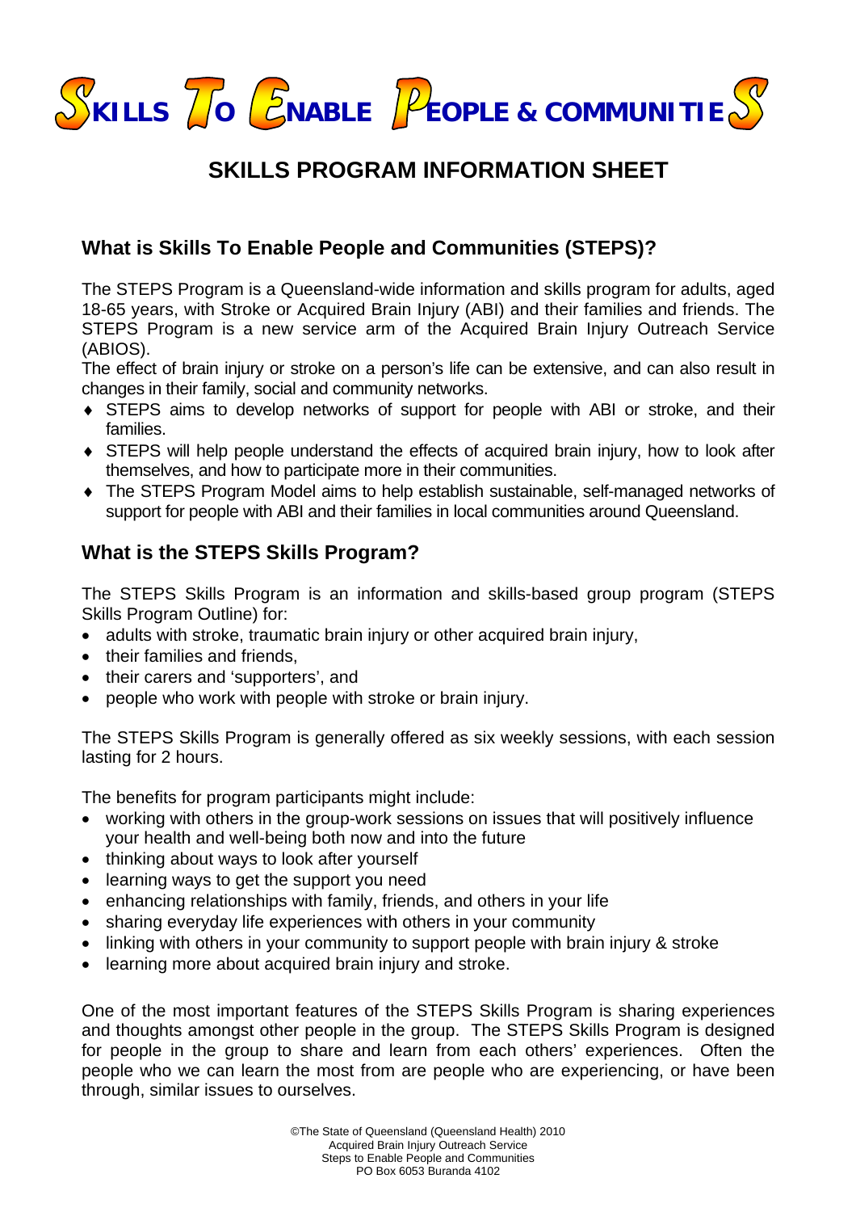# SKILLS TO ENABLE PEOPLE & COMMUNITIES

## SKILLS PROGRAM INFORMATION SHEET

### What is Skills To Enable People and Communities (STEPS)?

The STEPS Program is a Queensland-wide information and skills program for adults, aged 18-65 years, with Stroke or Acquired Brain Injury (ABI) and their families and friends. The STEPS Program is a new service arm of the Acquired Brain Injury Outreach Service (ABIOS).

The effect of brain injury or stroke on a person's life can be extensive, and can also result in changes in their family, social and community networks.

- STEPS aims to develop networks of support for people with ABI or stroke, and their families.
- STEPS will help people understand the effects of acquired brain injury, how to look after themselves, and how to participate more in their communities.
- The STEPS Program Model aims to help establish sustainable, self-managed networks of support for people with ABI and their families in local communities around Queensland.

### What is the STEPS Skills Program?

The STEPS Skills Program is an information and skills-based group program (STEPS Skills Program Outline) for:

- adults with stroke, traumatic brain injury or other acquired brain injury,
- their families and friends,
- their carers and 'supporters', and
- people who work with people with stroke or brain injury.

The STEPS Skills Program is generally offered as six weekly sessions, with each session lasting for 2 hours.

The benefits for program participants might include:

- working with others in the group-work sessions on issues that will positively influence your health and well-being both now and into the future
- thinking about ways to look after yourself
- learning ways to get the support you need
- enhancing relationships with family, friends, and others in your life
- sharing everyday life experiences with others in your community
- linking with others in your community to support people with brain injury & stroke
- learning more about acquired brain injury and stroke.

One of the most important features of the STEPS Skills Program is sharing experiences and thoughts amongst other people in the group. The STEPS Skills Program is designed for people in the group to share and learn from each others' experiences. Often the people who we can learn the most from are people who are experiencing, or have been through, similar issues to ourselves.

©The State of Queensland (Queensland Health) 2010
Acquired Brain Injury Outreach Service
Steps to Enable People and Communities
PO Box 6053 Buranda 4102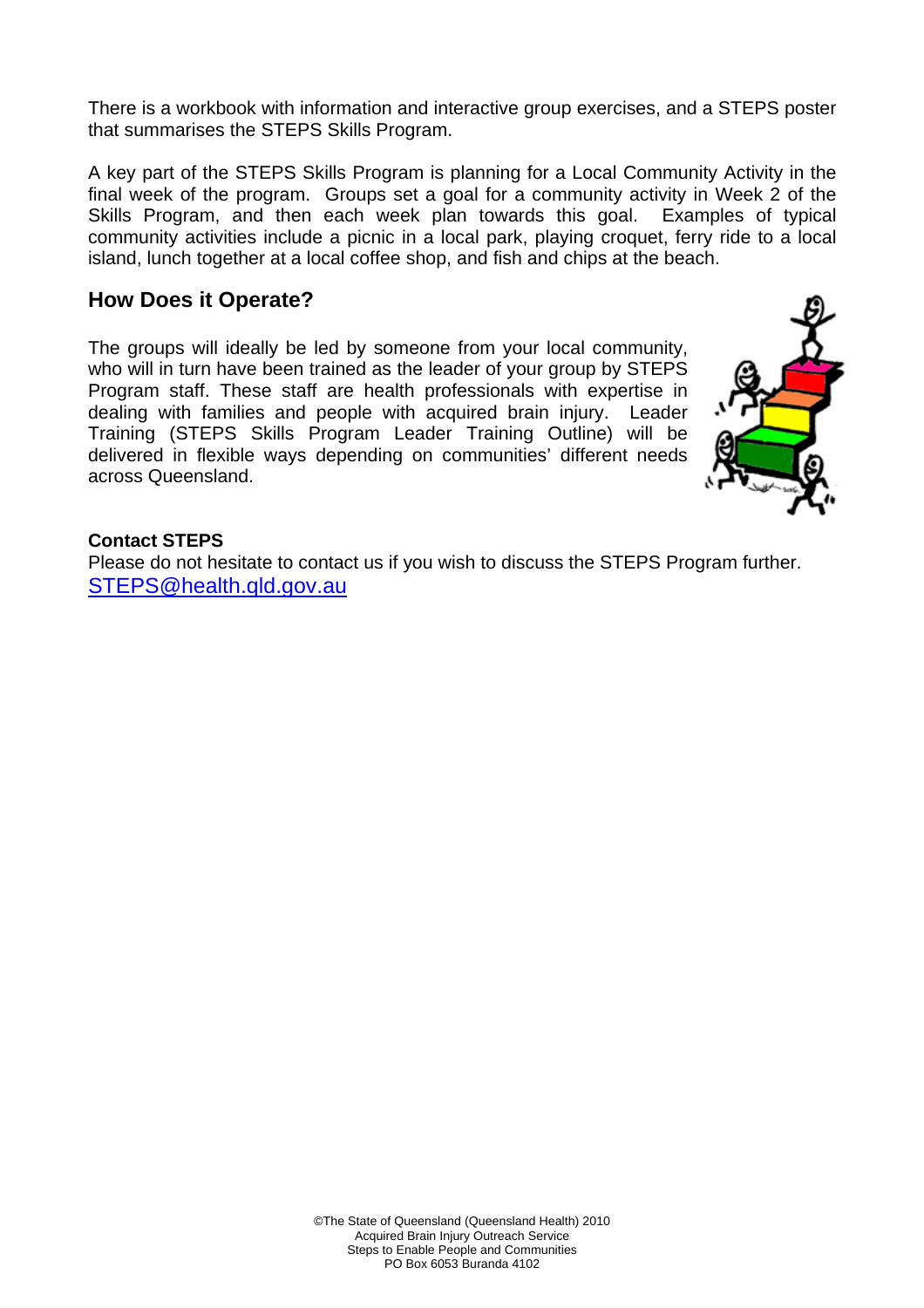There is a workbook with information and interactive group exercises, and a STEPS poster that summarises the STEPS Skills Program.

A key part of the STEPS Skills Program is planning for a Local Community Activity in the final week of the program. Groups set a goal for a community activity in Week 2 of the Skills Program, and then each week plan towards this goal. Examples of typical community activities include a picnic in a local park, playing croquet, ferry ride to a local island, lunch together at a local coffee shop, and fish and chips at the beach.

## How Does it Operate?

The groups will ideally be led by someone from your local community, who will in turn have been trained as the leader of your group by STEPS Program staff. These staff are health professionals with expertise in dealing with families and people with acquired brain injury. Leader Training (STEPS Skills Program Leader Training Outline) will be delivered in flexible ways depending on communities' different needs across Queensland.

**Contact STEPS**
Please do not hesitate to contact us if you wish to discuss the STEPS Program further.
STEPS@health.qld.gov.au

©The State of Queensland (Queensland Health) 2010
Acquired Brain Injury Outreach Service
Steps to Enable People and Communities
PO Box 6053 Buranda 4102